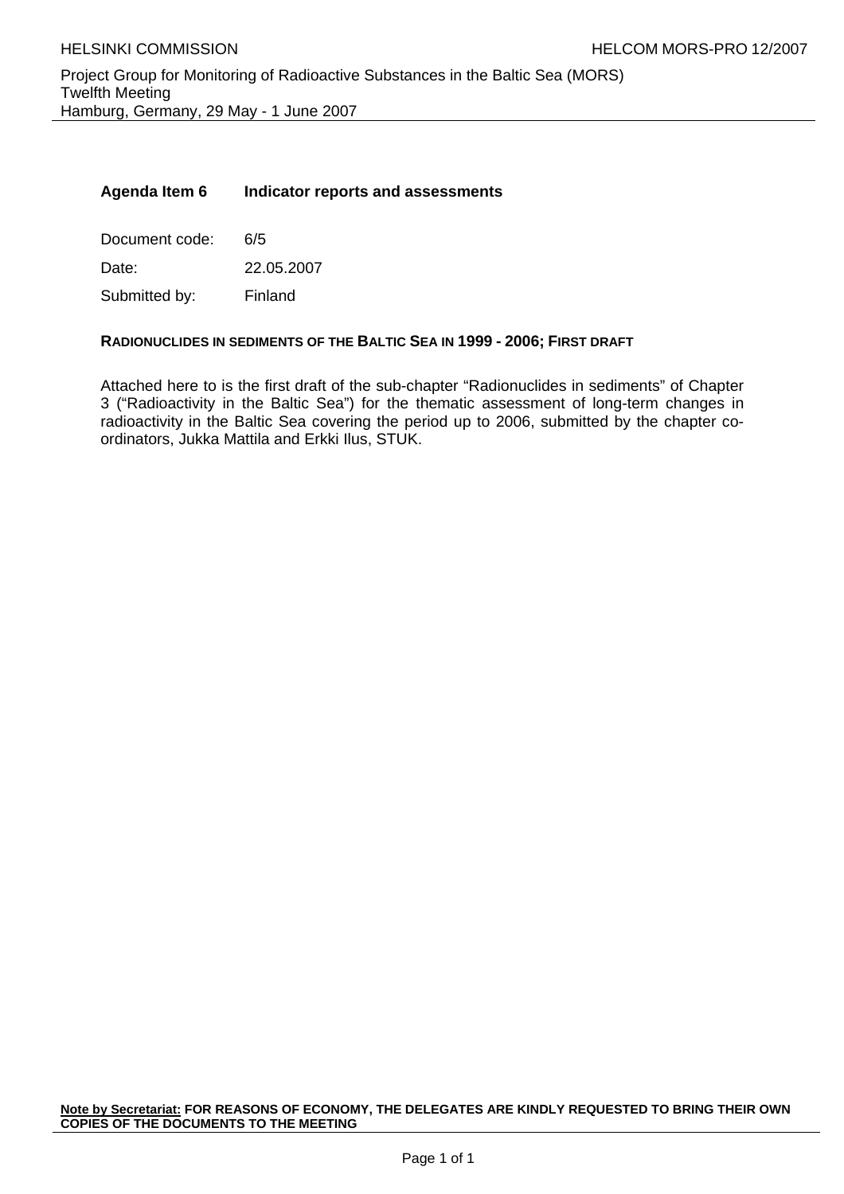HELSINKI COMMISSION

HELCOM MORS-PRO 12/2007

Project Group for Monitoring of Radioactive Substances in the Baltic Sea (MORS)
Twelfth Meeting
Hamburg, Germany, 29 May - 1 June 2007

**Agenda Item 6 Indicator reports and assessments**

Document code: 6/5

Date: 22.05.2007

Submitted by: Finland

**RADIONUCLIDES IN SEDIMENTS OF THE BALTIC SEA IN 1999 - 2006; FIRST DRAFT**

Attached here to is the first draft of the sub-chapter "Radionuclides in sediments" of Chapter 3 ("Radioactivity in the Baltic Sea") for the thematic assessment of long-term changes in radioactivity in the Baltic Sea covering the period up to 2006, submitted by the chapter co-ordinators, Jukka Mattila and Erkki Ilus, STUK.

**Note by Secretariat: FOR REASONS OF ECONOMY, THE DELEGATES ARE KINDLY REQUESTED TO BRING THEIR OWN COPIES OF THE DOCUMENTS TO THE MEETING**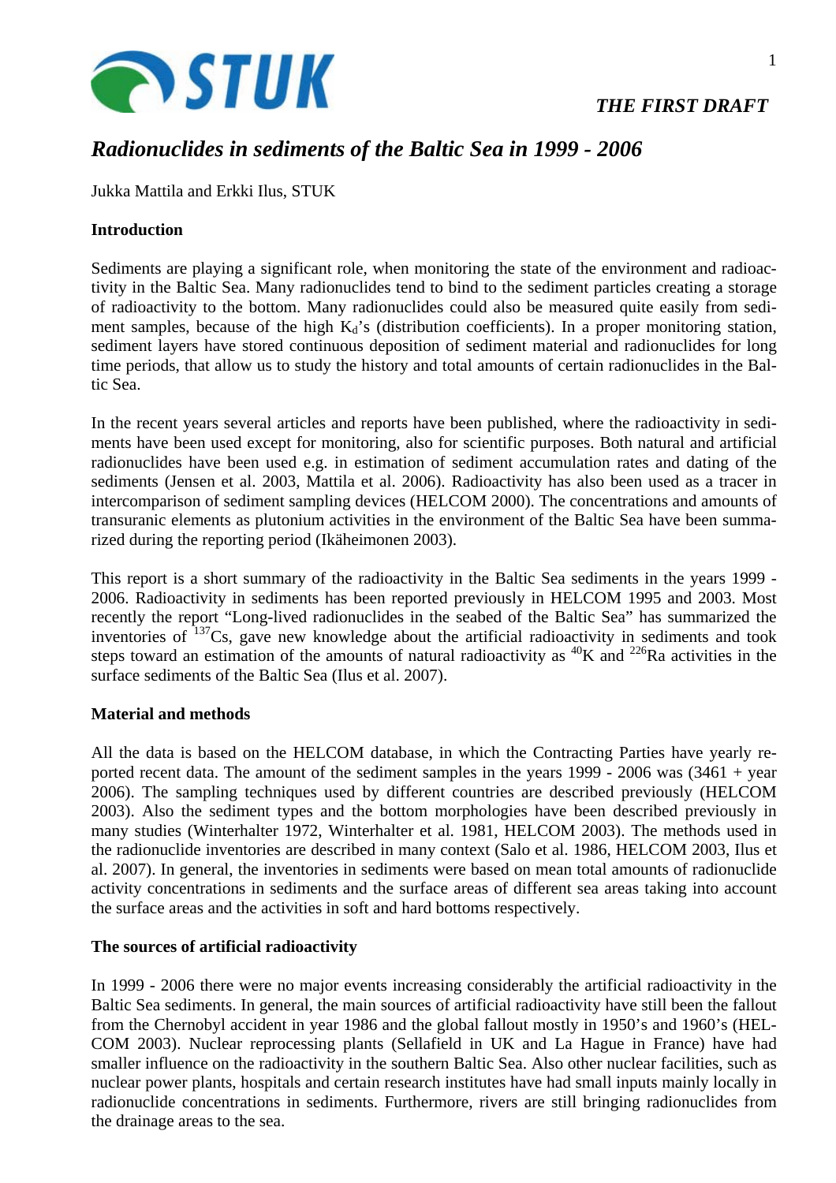*THE FIRST DRAFT*

# *Radionuclides in sediments of the Baltic Sea in 1999 - 2006*

Jukka Mattila and Erkki Ilus, STUK

## Introduction

Sediments are playing a significant role, when monitoring the state of the environment and radioactivity in the Baltic Sea. Many radionuclides tend to bind to the sediment particles creating a storage of radioactivity to the bottom. Many radionuclides could also be measured quite easily from sediment samples, because of the high $K_d$'s (distribution coefficients). In a proper monitoring station, sediment layers have stored continuous deposition of sediment material and radionuclides for long time periods, that allow us to study the history and total amounts of certain radionuclides in the Baltic Sea.

In the recent years several articles and reports have been published, where the radioactivity in sediments have been used except for monitoring, also for scientific purposes. Both natural and artificial radionuclides have been used e.g. in estimation of sediment accumulation rates and dating of the sediments (Jensen et al. 2003, Mattila et al. 2006). Radioactivity has also been used as a tracer in intercomparison of sediment sampling devices (HELCOM 2000). The concentrations and amounts of transuranic elements as plutonium activities in the environment of the Baltic Sea have been summarized during the reporting period (Ikäheimonen 2003).

This report is a short summary of the radioactivity in the Baltic Sea sediments in the years 1999 - 2006. Radioactivity in sediments has been reported previously in HELCOM 1995 and 2003. Most recently the report "Long-lived radionuclides in the seabed of the Baltic Sea" has summarized the inventories of $^{137}$Cs, gave new knowledge about the artificial radioactivity in sediments and took steps toward an estimation of the amounts of natural radioactivity as $^{40}$K and $^{226}$Ra activities in the surface sediments of the Baltic Sea (Ilus et al. 2007).

## Material and methods

All the data is based on the HELCOM database, in which the Contracting Parties have yearly reported recent data. The amount of the sediment samples in the years 1999 - 2006 was (3461 + year 2006). The sampling techniques used by different countries are described previously (HELCOM 2003). Also the sediment types and the bottom morphologies have been described previously in many studies (Winterhalter 1972, Winterhalter et al. 1981, HELCOM 2003). The methods used in the radionuclide inventories are described in many context (Salo et al. 1986, HELCOM 2003, Ilus et al. 2007). In general, the inventories in sediments were based on mean total amounts of radionuclide activity concentrations in sediments and the surface areas of different sea areas taking into account the surface areas and the activities in soft and hard bottoms respectively.

## The sources of artificial radioactivity

In 1999 - 2006 there were no major events increasing considerably the artificial radioactivity in the Baltic Sea sediments. In general, the main sources of artificial radioactivity have still been the fallout from the Chernobyl accident in year 1986 and the global fallout mostly in 1950's and 1960's (HELCOM 2003). Nuclear reprocessing plants (Sellafield in UK and La Hague in France) have had smaller influence on the radioactivity in the southern Baltic Sea. Also other nuclear facilities, such as nuclear power plants, hospitals and certain research institutes have had small inputs mainly locally in radionuclide concentrations in sediments. Furthermore, rivers are still bringing radionuclides from the drainage areas to the sea.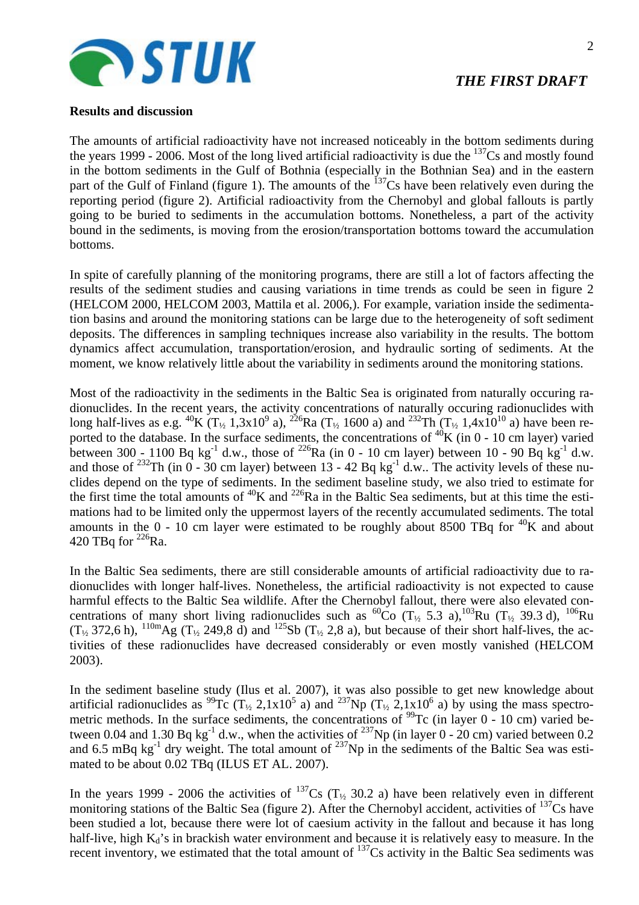## Results and discussion

The amounts of artificial radioactivity have not increased noticeably in the bottom sediments during the years 1999 - 2006. Most of the long lived artificial radioactivity is due the $^{137}$Cs and mostly found in the bottom sediments in the Gulf of Bothnia (especially in the Bothnian Sea) and in the eastern part of the Gulf of Finland (figure 1). The amounts of the $^{137}$Cs have been relatively even during the reporting period (figure 2). Artificial radioactivity from the Chernobyl and global fallouts is partly going to be buried to sediments in the accumulation bottoms. Nonetheless, a part of the activity bound in the sediments, is moving from the erosion/transportation bottoms toward the accumulation bottoms.

In spite of carefully planning of the monitoring programs, there are still a lot of factors affecting the results of the sediment studies and causing variations in time trends as could be seen in figure 2 (HELCOM 2000, HELCOM 2003, Mattila et al. 2006,). For example, variation inside the sedimentation basins and around the monitoring stations can be large due to the heterogeneity of soft sediment deposits. The differences in sampling techniques increase also variability in the results. The bottom dynamics affect accumulation, transportation/erosion, and hydraulic sorting of sediments. At the moment, we know relatively little about the variability in sediments around the monitoring stations.

Most of the radioactivity in the sediments in the Baltic Sea is originated from naturally occuring radionuclides. In the recent years, the activity concentrations of naturally occuring radionuclides with long half-lives as e.g. $^{40}$K ($T_{½}$ 1,3x10$^{9}$ a), $^{226}$Ra ($T_{½}$ 1600 a) and $^{232}$Th ($T_{½}$ 1,4x10$^{10}$ a) have been reported to the database. In the surface sediments, the concentrations of $^{40}$K (in 0 - 10 cm layer) varied between 300 - 1100 Bq kg$^{-1}$ d.w., those of $^{226}$Ra (in 0 - 10 cm layer) between 10 - 90 Bq kg$^{-1}$ d.w. and those of $^{232}$Th (in 0 - 30 cm layer) between 13 - 42 Bq kg$^{-1}$ d.w.. The activity levels of these nuclides depend on the type of sediments. In the sediment baseline study, we also tried to estimate for the first time the total amounts of $^{40}$K and $^{226}$Ra in the Baltic Sea sediments, but at this time the estimations had to be limited only the uppermost layers of the recently accumulated sediments. The total amounts in the 0 - 10 cm layer were estimated to be roughly about 8500 TBq for $^{40}$K and about 420 TBq for $^{226}$Ra.

In the Baltic Sea sediments, there are still considerable amounts of artificial radioactivity due to radionuclides with longer half-lives. Nonetheless, the artificial radioactivity is not expected to cause harmful effects to the Baltic Sea wildlife. After the Chernobyl fallout, there were also elevated concentrations of many short living radionuclides such as $^{60}$Co ($T_{½}$ 5.3 a), $^{103}$Ru ($T_{½}$ 39.3 d), $^{106}$Ru ($T_{½}$ 372,6 h), $^{110m}$Ag ($T_{½}$ 249,8 d) and $^{125}$Sb ($T_{½}$ 2,8 a), but because of their short half-lives, the activities of these radionuclides have decreased considerably or even mostly vanished (HELCOM 2003).

In the sediment baseline study (Ilus et al. 2007), it was also possible to get new knowledge about artificial radionuclides as $^{99}$Tc ($T_{½}$ 2,1x10$^{5}$ a) and $^{237}$Np ($T_{½}$ 2,1x10$^{6}$ a) by using the mass spectrometric methods. In the surface sediments, the concentrations of $^{99}$Tc (in layer 0 - 10 cm) varied between 0.04 and 1.30 Bq kg$^{-1}$ d.w., when the activities of $^{237}$Np (in layer 0 - 20 cm) varied between 0.2 and 6.5 mBq kg$^{-1}$ dry weight. The total amount of $^{237}$Np in the sediments of the Baltic Sea was estimated to be about 0.02 TBq (ILUS ET AL. 2007).

In the years 1999 - 2006 the activities of $^{137}$Cs ($T_{½}$ 30.2 a) have been relatively even in different monitoring stations of the Baltic Sea (figure 2). After the Chernobyl accident, activities of $^{137}$Cs have been studied a lot, because there were lot of caesium activity in the fallout and because it has long half-live, high $K_d$'s in brackish water environment and because it is relatively easy to measure. In the recent inventory, we estimated that the total amount of $^{137}$Cs activity in the Baltic Sea sediments was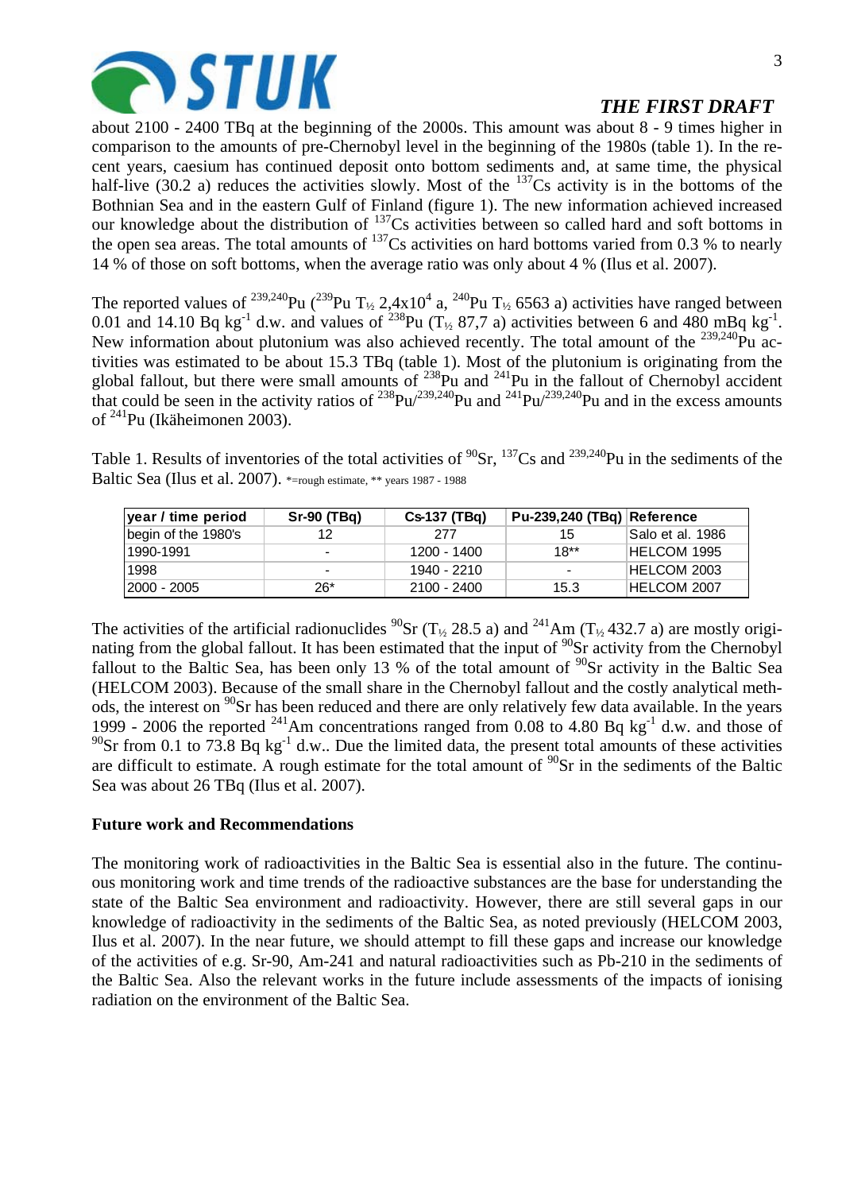about 2100 - 2400 TBq at the beginning of the 2000s. This amount was about 8 - 9 times higher in comparison to the amounts of pre-Chernobyl level in the beginning of the 1980s (table 1). In the recent years, caesium has continued deposit onto bottom sediments and, at same time, the physical half-live (30.2 a) reduces the activities slowly. Most of the $^{137}$Cs activity is in the bottoms of the Bothnian Sea and in the eastern Gulf of Finland (figure 1). The new information achieved increased our knowledge about the distribution of $^{137}$Cs activities between so called hard and soft bottoms in the open sea areas. The total amounts of $^{137}$Cs activities on hard bottoms varied from 0.3 % to nearly 14 % of those on soft bottoms, when the average ratio was only about 4 % (Ilus et al. 2007).

The reported values of $^{239,240}$Pu ($^{239}$Pu $T_{½}$ 2,4x10$^{4}$ a, $^{240}$Pu $T_{½}$ 6563 a) activities have ranged between 0.01 and 14.10 Bq kg$^{-1}$ d.w. and values of $^{238}$Pu ($T_{½}$ 87,7 a) activities between 6 and 480 mBq kg$^{-1}$. New information about plutonium was also achieved recently. The total amount of the $^{239,240}$Pu activities was estimated to be about 15.3 TBq (table 1). Most of the plutonium is originating from the global fallout, but there were small amounts of $^{238}$Pu and $^{241}$Pu in the fallout of Chernobyl accident that could be seen in the activity ratios of $^{238}$Pu/$^{239,240}$Pu and $^{241}$Pu/$^{239,240}$Pu and in the excess amounts of $^{241}$Pu (Ikäheimonen 2003).

Table 1. Results of inventories of the total activities of $^{90}$Sr, $^{137}$Cs and $^{239,240}$Pu in the sediments of the Baltic Sea (Ilus et al. 2007). *=rough estimate, ** years 1987 - 1988

| year / time period | Sr-90 (TBq) | Cs-137 (TBq) | Pu-239,240 (TBq) | Reference |
|---|---|---|---|---|
| begin of the 1980's | 12 | 277 | 15 | Salo et al. 1986 |
| 1990-1991 | - | 1200 - 1400 | 18** | HELCOM 1995 |
| 1998 | - | 1940 - 2210 | - | HELCOM 2003 |
| 2000 - 2005 | 26* | 2100 - 2400 | 15.3 | HELCOM 2007 |

The activities of the artificial radionuclides $^{90}$Sr ($T_{½}$ 28.5 a) and $^{241}$Am ($T_{½}$ 432.7 a) are mostly originating from the global fallout. It has been estimated that the input of $^{90}$Sr activity from the Chernobyl fallout to the Baltic Sea, has been only 13 % of the total amount of $^{90}$Sr activity in the Baltic Sea (HELCOM 2003). Because of the small share in the Chernobyl fallout and the costly analytical methods, the interest on $^{90}$Sr has been reduced and there are only relatively few data available. In the years 1999 - 2006 the reported $^{241}$Am concentrations ranged from 0.08 to 4.80 Bq kg$^{-1}$ d.w. and those of $^{90}$Sr from 0.1 to 73.8 Bq kg$^{-1}$ d.w.. Due the limited data, the present total amounts of these activities are difficult to estimate. A rough estimate for the total amount of $^{90}$Sr in the sediments of the Baltic Sea was about 26 TBq (Ilus et al. 2007).

**Future work and Recommendations**

The monitoring work of radioactivities in the Baltic Sea is essential also in the future. The continuous monitoring work and time trends of the radioactive substances are the base for understanding the state of the Baltic Sea environment and radioactivity. However, there are still several gaps in our knowledge of radioactivity in the sediments of the Baltic Sea, as noted previously (HELCOM 2003, Ilus et al. 2007). In the near future, we should attempt to fill these gaps and increase our knowledge of the activities of e.g. Sr-90, Am-241 and natural radioactivities such as Pb-210 in the sediments of the Baltic Sea. Also the relevant works in the future include assessments of the impacts of ionising radiation on the environment of the Baltic Sea.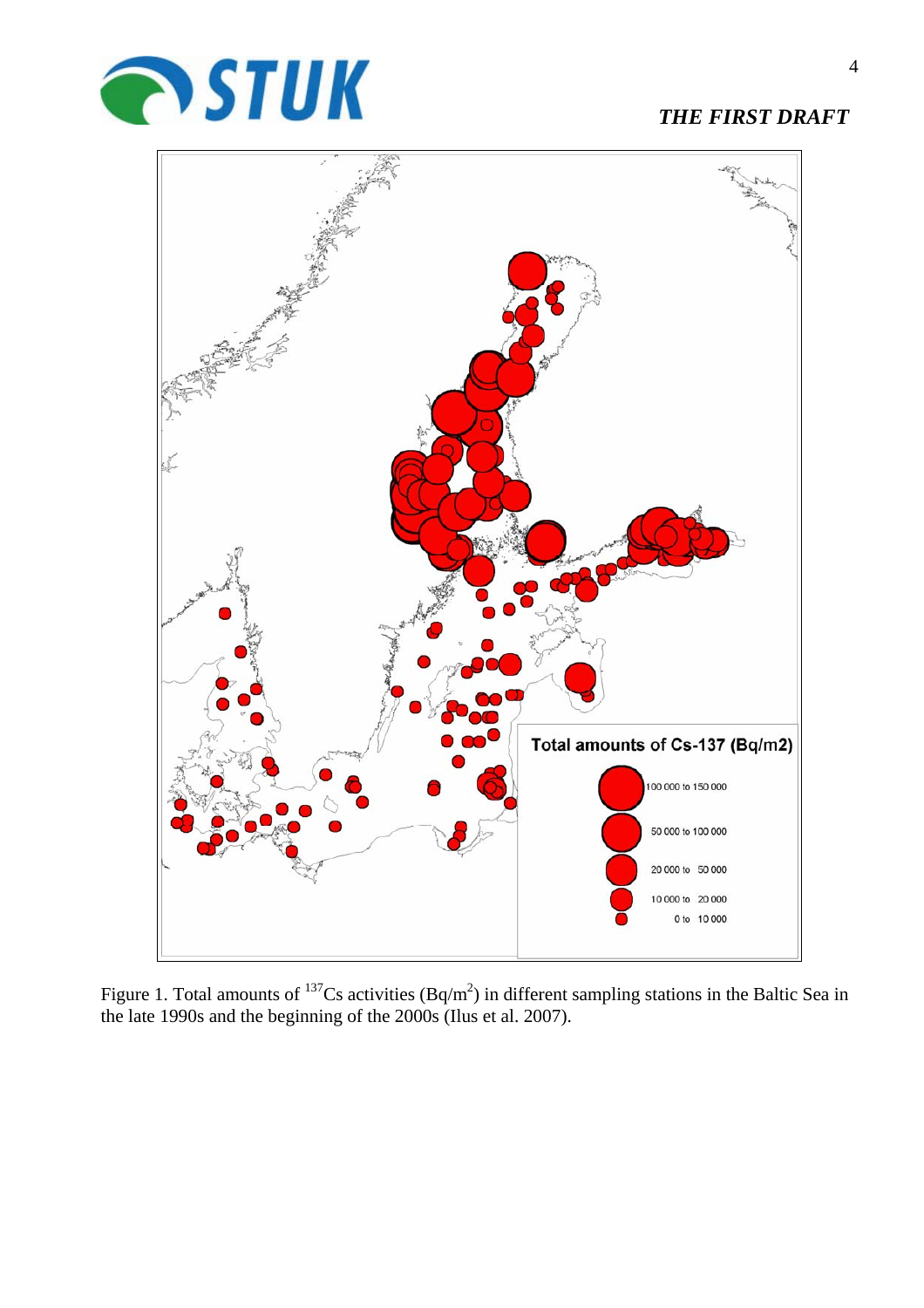Figure 1. Total amounts of $^{137}$Cs activities (Bq/m$^2$) in different sampling stations in the Baltic Sea in the late 1990s and the beginning of the 2000s (Ilus et al. 2007).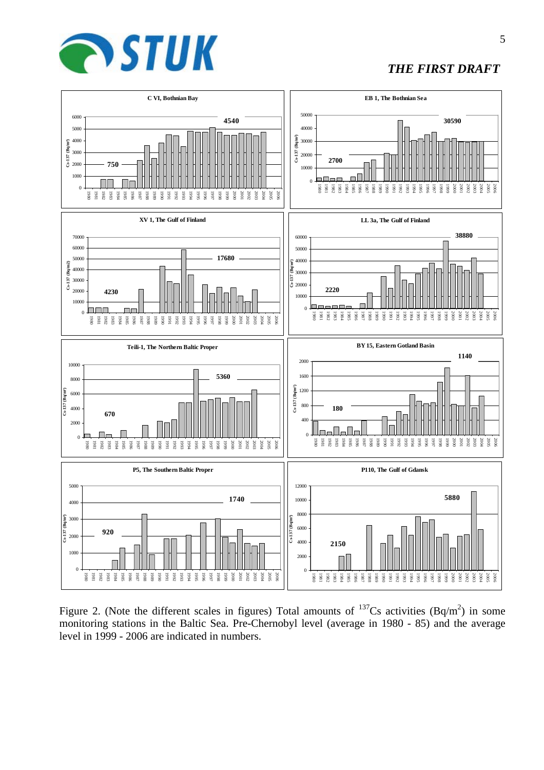*THE FIRST DRAFT*

Figure 2. (Note the different scales in figures) Total amounts of $^{137}$Cs activities (Bq/m$^2$) in some monitoring stations in the Baltic Sea. Pre-Chernobyl level (average in 1980 - 85) and the average level in 1999 - 2006 are indicated in numbers.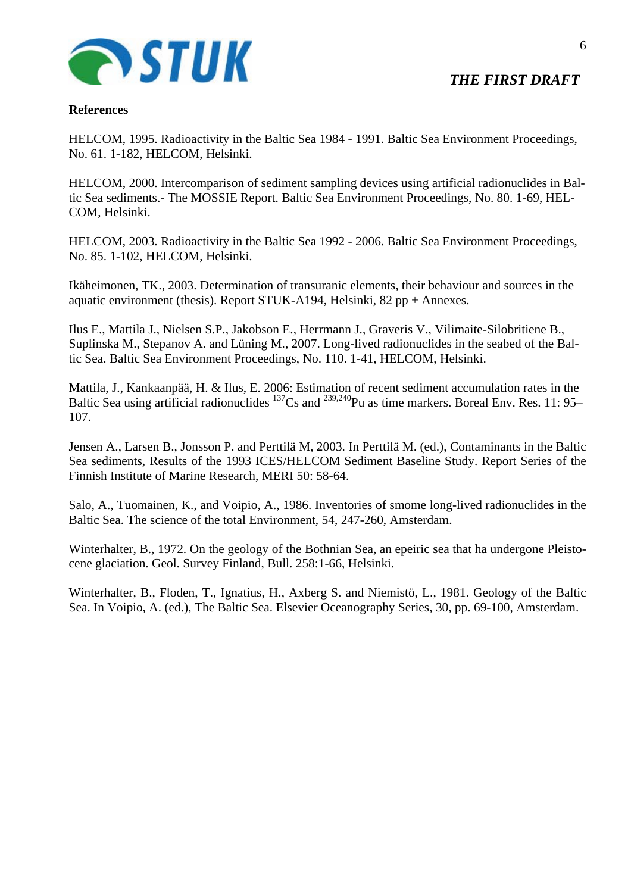**References**

HELCOM, 1995. Radioactivity in the Baltic Sea 1984 - 1991. Baltic Sea Environment Proceedings, No. 61. 1-182, HELCOM, Helsinki.

HELCOM, 2000. Intercomparison of sediment sampling devices using artificial radionuclides in Baltic Sea sediments.- The MOSSIE Report. Baltic Sea Environment Proceedings, No. 80. 1-69, HELCOM, Helsinki.

HELCOM, 2003. Radioactivity in the Baltic Sea 1992 - 2006. Baltic Sea Environment Proceedings, No. 85. 1-102, HELCOM, Helsinki.

Ikäheimonen, TK., 2003. Determination of transuranic elements, their behaviour and sources in the aquatic environment (thesis). Report STUK-A194, Helsinki, 82 pp + Annexes.

Ilus E., Mattila J., Nielsen S.P., Jakobson E., Herrmann J., Graveris V., Vilimaite-Silobritiene B., Suplinska M., Stepanov A. and Lüning M., 2007. Long-lived radionuclides in the seabed of the Baltic Sea. Baltic Sea Environment Proceedings, No. 110. 1-41, HELCOM, Helsinki.

Mattila, J., Kankaanpää, H. & Ilus, E. 2006: Estimation of recent sediment accumulation rates in the Baltic Sea using artificial radionuclides $^{137}$Cs and $^{239,240}$Pu as time markers. Boreal Env. Res. 11: 95–107.

Jensen A., Larsen B., Jonsson P. and Perttilä M, 2003. In Perttilä M. (ed.), Contaminants in the Baltic Sea sediments, Results of the 1993 ICES/HELCOM Sediment Baseline Study. Report Series of the Finnish Institute of Marine Research, MERI 50: 58-64.

Salo, A., Tuomainen, K., and Voipio, A., 1986. Inventories of smome long-lived radionuclides in the Baltic Sea. The science of the total Environment, 54, 247-260, Amsterdam.

Winterhalter, B., 1972. On the geology of the Bothnian Sea, an epeiric sea that ha undergone Pleistocene glaciation. Geol. Survey Finland, Bull. 258:1-66, Helsinki.

Winterhalter, B., Floden, T., Ignatius, H., Axberg S. and Niemistö, L., 1981. Geology of the Baltic Sea. In Voipio, A. (ed.), The Baltic Sea. Elsevier Oceanography Series, 30, pp. 69-100, Amsterdam.